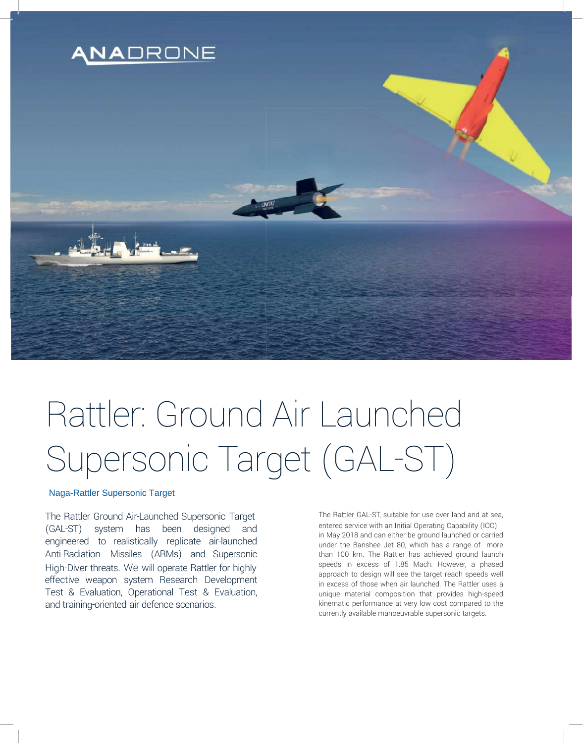# Rattler: Ground Air Launched Supersonic Target (GAL-ST)

Naga-Rattler Supersonic Target

The Rattler Ground Air-Launched Supersonic Target (GAL-ST) system has been designed and engineered to realistically replicate air-launched Anti-Radiation Missiles (ARMs) and Supersonic High-Diver threats. We will operate Rattler for highly effective weapon system Research Development Test & Evaluation, Operational Test & Evaluation, and training-oriented air defence scenarios.

The Rattler GAL-ST, suitable for use over land and at sea, entered service with an Initial Operating Capability (IOC) in May 2018 and can either be ground launched or carried under the Banshee Jet 80, which has a range of more than 100 km. The Rattler has achieved ground launch speeds in excess of 1.85 Mach. However, a phased approach to design will see the target reach speeds well in excess of those when air launched. The Rattler uses a unique material composition that provides high-speed kinematic performance at very low cost compared to the currently available manoeuvrable supersonic targets.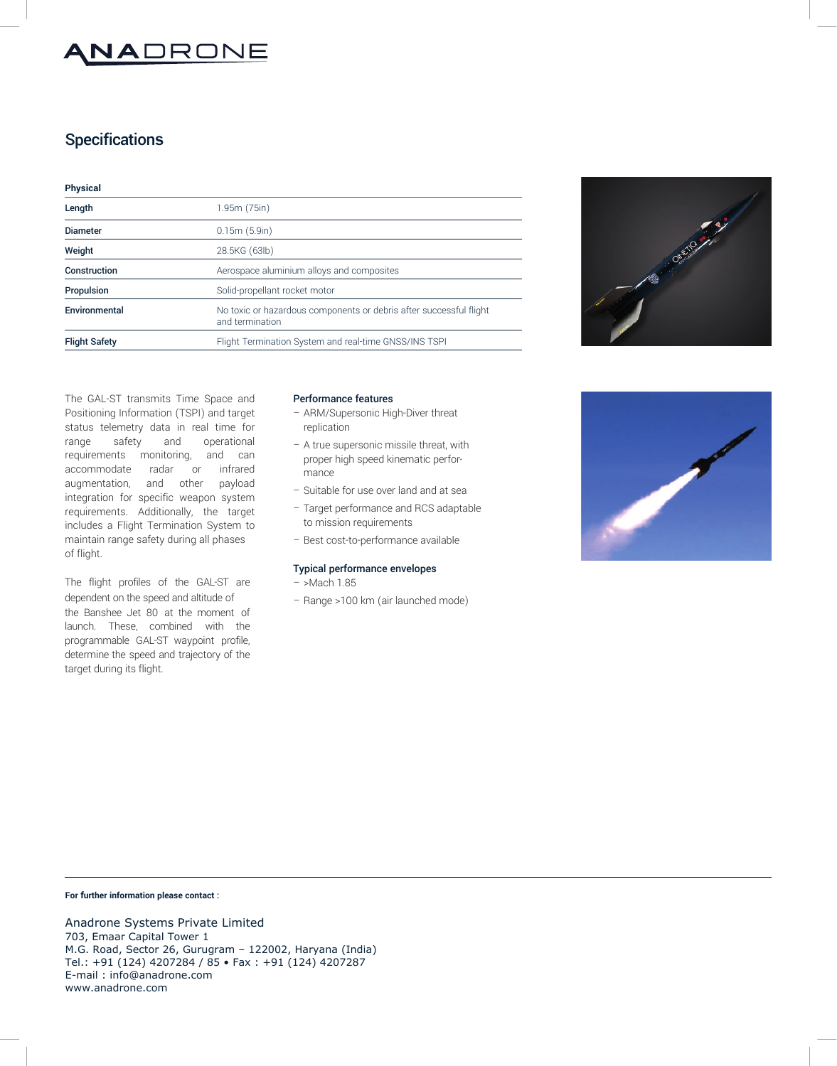## Specifications

| Physical | |
|---|---|
| Length | 1.95m (75in) |
| Diameter | 0.15m (5.9in) |
| Weight | 28.5KG (63lb) |
| Construction | Aerospace aluminium alloys and composites |
| Propulsion | Solid-propellant rocket motor |
| Environmental | No toxic or hazardous components or debris after successful flight and termination |
| Flight Safety | Flight Termination System and real-time GNSS/INS TSPI |

The GAL-ST transmits Time Space and Positioning Information (TSPI) and target status telemetry data in real time for range safety and operational requirements monitoring, and can accommodate radar or infrared augmentation, and other payload integration for specific weapon system requirements. Additionally, the target includes a Flight Termination System to maintain range safety during all phases of flight.

The flight profiles of the GAL-ST are dependent on the speed and altitude of the Banshee Jet 80 at the moment of launch. These, combined with the programmable GAL-ST waypoint profile, determine the speed and trajectory of the target during its flight.

### Performance features

- ARM/Supersonic High-Diver threat replication
- A true supersonic missile threat, with proper high speed kinematic performance
- Suitable for use over land and at sea
- Target performance and RCS adaptable to mission requirements
- Best cost-to-performance available

### Typical performance envelopes

- >Mach 1.85
- Range >100 km (air launched mode)

**For further information please contact :**

Anadrone Systems Private Limited
703, Emaar Capital Tower 1
M.G. Road, Sector 26, Gurugram – 122002, Haryana (India)
Tel.: +91 (124) 4207284 / 85 • Fax : +91 (124) 4207287
E-mail : info@anadrone.com
www.anadrone.com